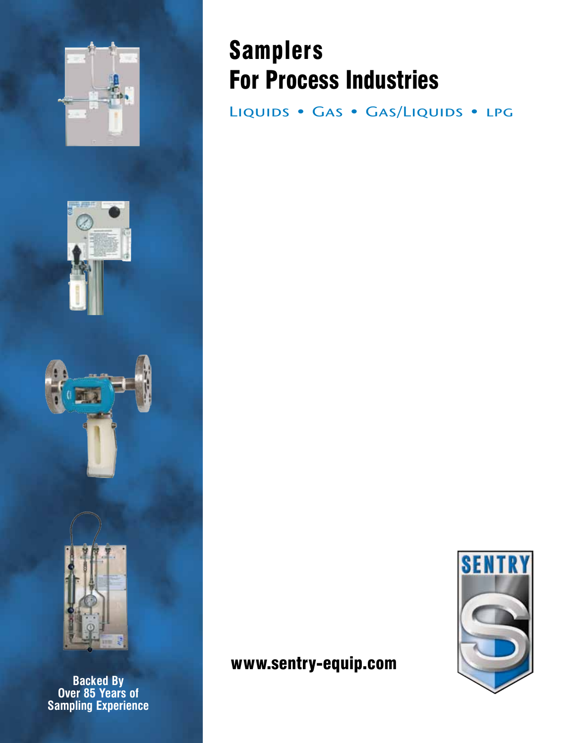# Samplers
# For Process Industries

LIQUIDS • GAS • GAS/LIQUIDS • LPG

Backed By
Over 85 Years of
Sampling Experience

**www.sentry-equip.com**

SENTRY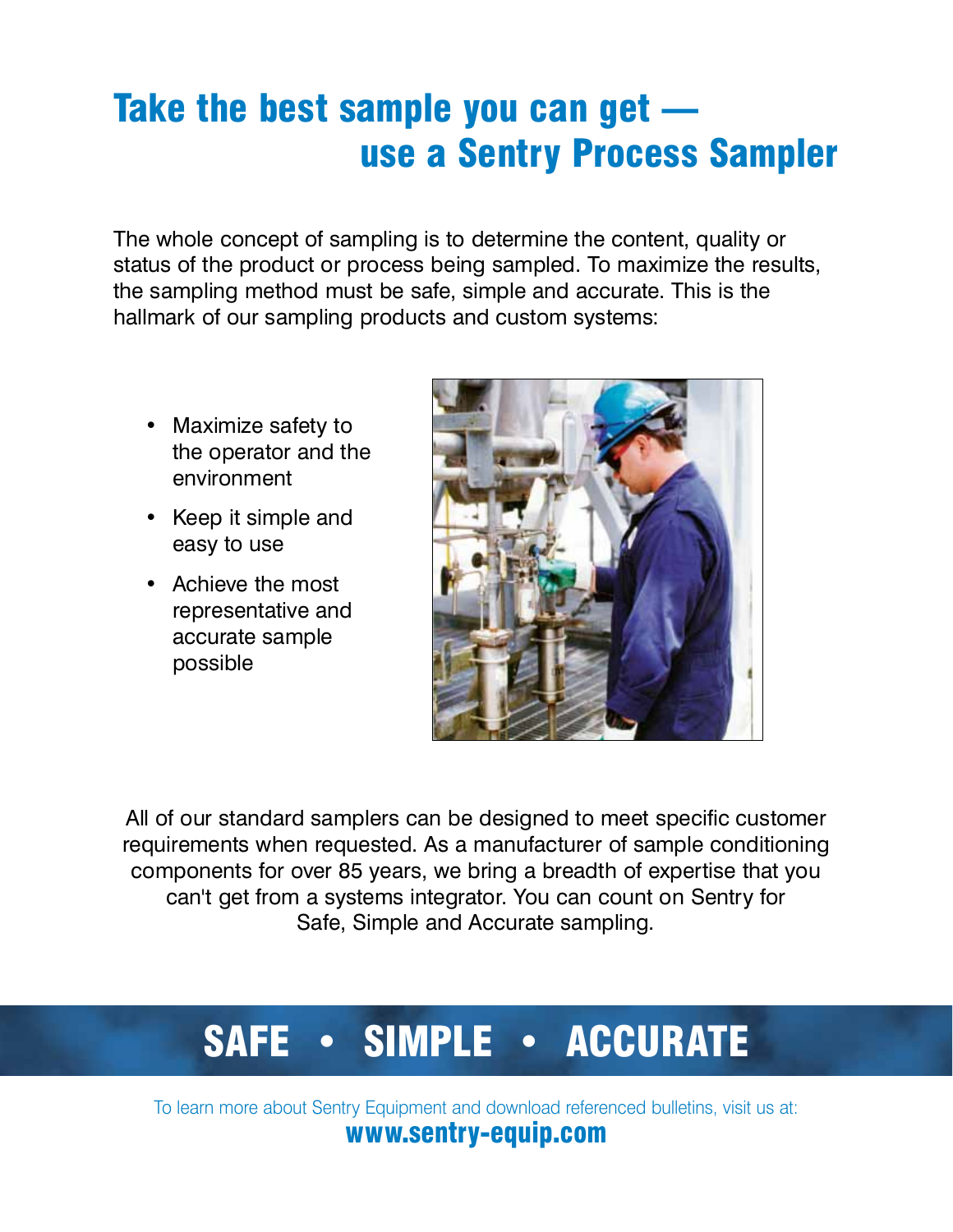# Take the best sample you can get — use a Sentry Process Sampler

The whole concept of sampling is to determine the content, quality or status of the product or process being sampled. To maximize the results, the sampling method must be safe, simple and accurate. This is the hallmark of our sampling products and custom systems:

- Maximize safety to the operator and the environment
- Keep it simple and easy to use
- Achieve the most representative and accurate sample possible

All of our standard samplers can be designed to meet specific customer requirements when requested. As a manufacturer of sample conditioning components for over 85 years, we bring a breadth of expertise that you can't get from a systems integrator. You can count on Sentry for Safe, Simple and Accurate sampling.

## SAFE • SIMPLE • ACCURATE

To learn more about Sentry Equipment and download referenced bulletins, visit us at:

**www.sentry-equip.com**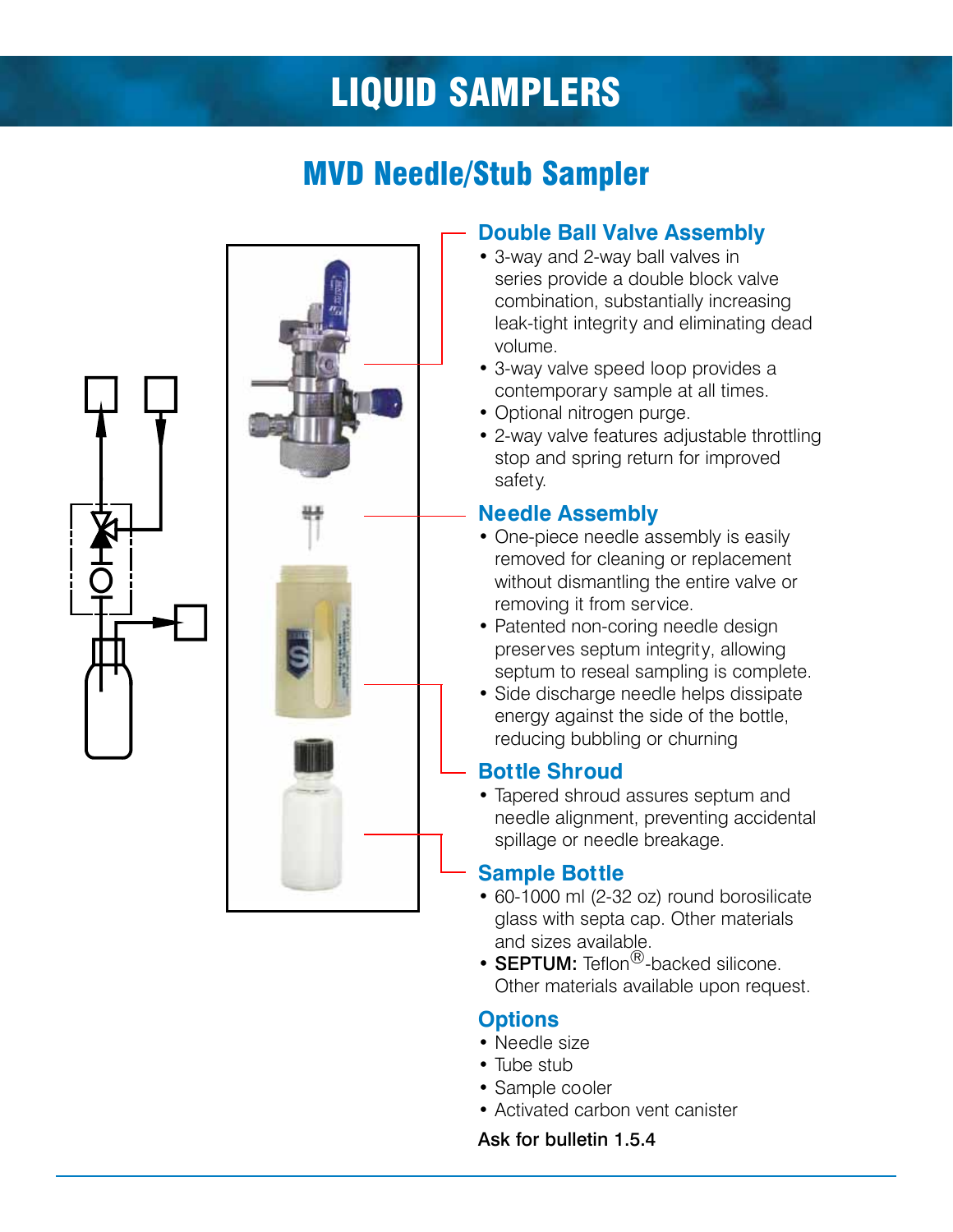# LIQUID SAMPLERS

## MVD Needle/Stub Sampler

### Double Ball Valve Assembly

- 3-way and 2-way ball valves in series provide a double block valve combination, substantially increasing leak-tight integrity and eliminating dead volume.
- 3-way valve speed loop provides a contemporary sample at all times.
- Optional nitrogen purge.
- 2-way valve features adjustable throttling stop and spring return for improved safety.

### Needle Assembly

- One-piece needle assembly is easily removed for cleaning or replacement without dismantling the entire valve or removing it from service.
- Patented non-coring needle design preserves septum integrity, allowing septum to reseal sampling is complete.
- Side discharge needle helps dissipate energy against the side of the bottle, reducing bubbling or churning

### Bottle Shroud

- Tapered shroud assures septum and needle alignment, preventing accidental spillage or needle breakage.

### Sample Bottle

- 60-1000 ml (2-32 oz) round borosilicate glass with septa cap. Other materials and sizes available.
- **SEPTUM:** Teflon®-backed silicone. Other materials available upon request.

### Options

- Needle size
- Tube stub
- Sample cooler
- Activated carbon vent canister

**Ask for bulletin 1.5.4**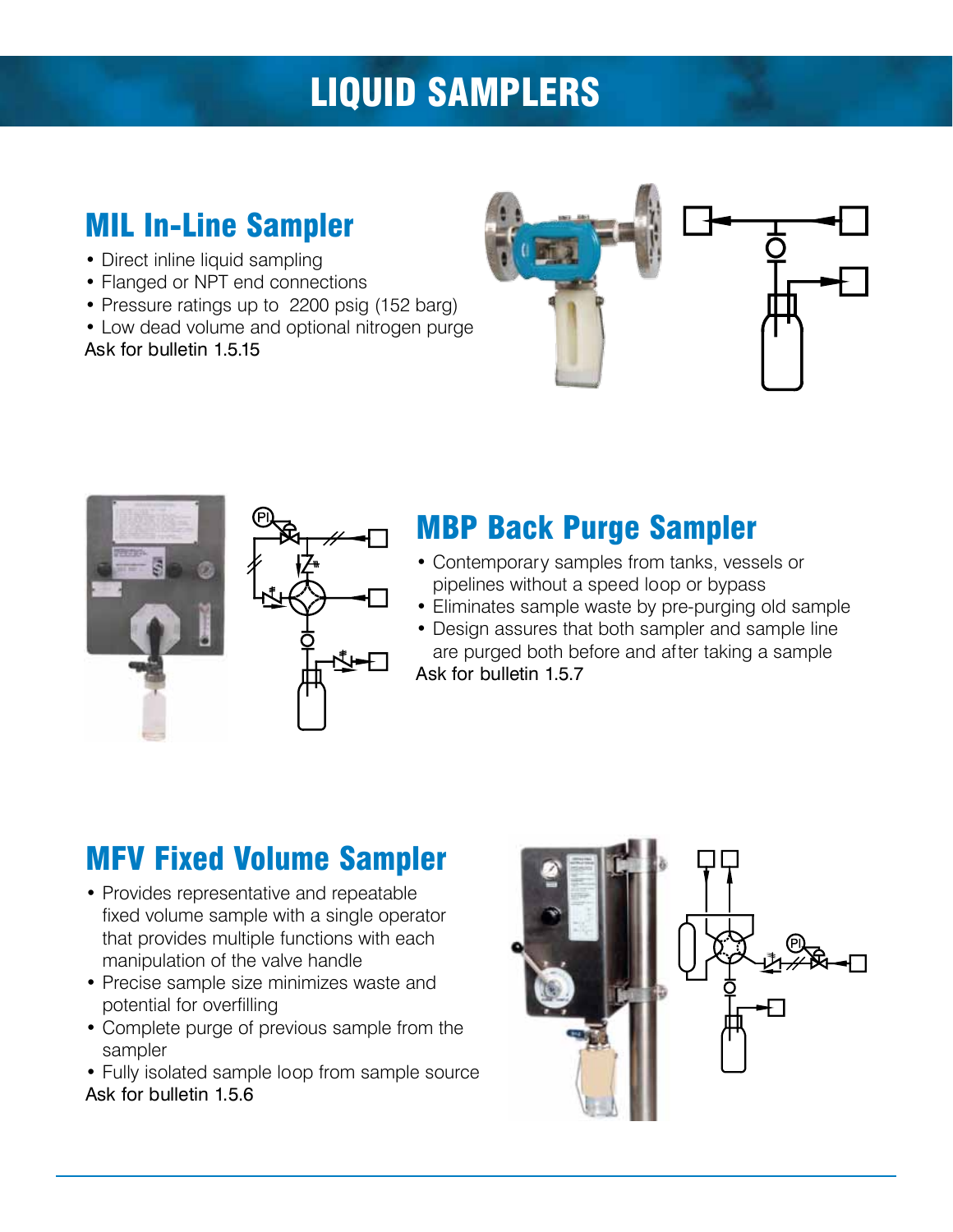# LIQUID SAMPLERS

## MIL In-Line Sampler

- Direct inline liquid sampling
- Flanged or NPT end connections
- Pressure ratings up to 2200 psig (152 barg)
- Low dead volume and optional nitrogen purge

Ask for bulletin 1.5.15

## MBP Back Purge Sampler

- Contemporary samples from tanks, vessels or pipelines without a speed loop or bypass
- Eliminates sample waste by pre-purging old sample
- Design assures that both sampler and sample line are purged both before and after taking a sample

Ask for bulletin 1.5.7

## MFV Fixed Volume Sampler

- Provides representative and repeatable fixed volume sample with a single operator that provides multiple functions with each manipulation of the valve handle
- Precise sample size minimizes waste and potential for overfilling
- Complete purge of previous sample from the sampler
- Fully isolated sample loop from sample source

Ask for bulletin 1.5.6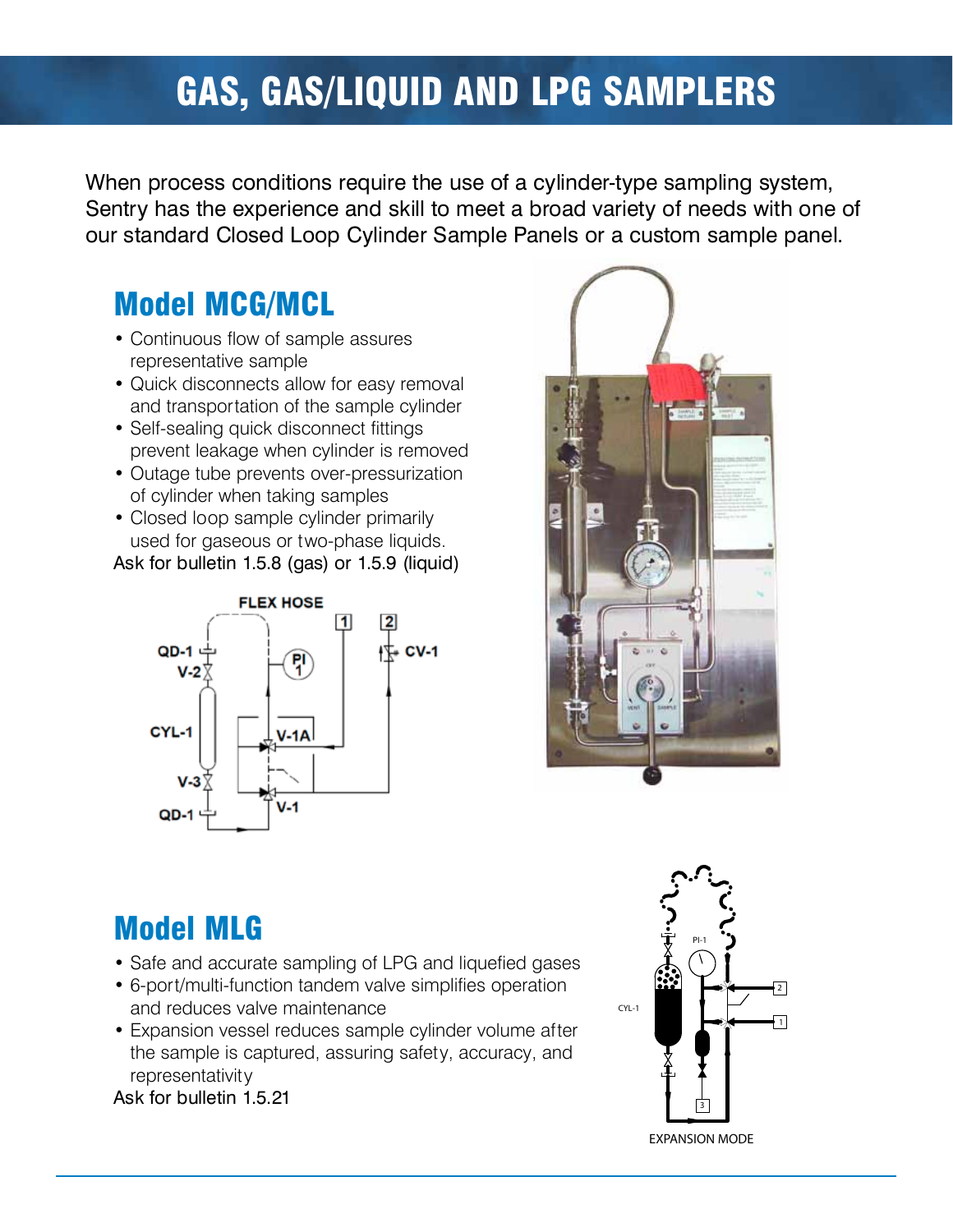# GAS, GAS/LIQUID AND LPG SAMPLERS

When process conditions require the use of a cylinder-type sampling system, Sentry has the experience and skill to meet a broad variety of needs with one of our standard Closed Loop Cylinder Sample Panels or a custom sample panel.

## Model MCG/MCL

- Continuous flow of sample assures representative sample
- Quick disconnects allow for easy removal and transportation of the sample cylinder
- Self-sealing quick disconnect fittings prevent leakage when cylinder is removed
- Outage tube prevents over-pressurization of cylinder when taking samples
- Closed loop sample cylinder primarily used for gaseous or two-phase liquids.

Ask for bulletin 1.5.8 (gas) or 1.5.9 (liquid)

## Model MLG

- Safe and accurate sampling of LPG and liquefied gases
- 6-port/multi-function tandem valve simplifies operation and reduces valve maintenance
- Expansion vessel reduces sample cylinder volume after the sample is captured, assuring safety, accuracy, and representativity

Ask for bulletin 1.5.21

EXPANSION MODE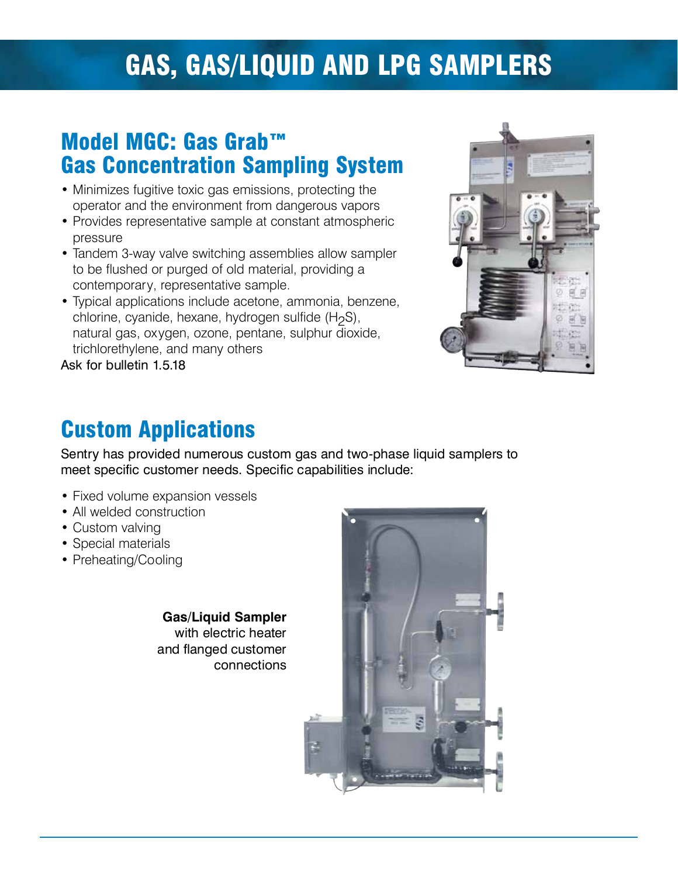# GAS, GAS/LIQUID AND LPG SAMPLERS

## Model MGC: Gas Grab™ Gas Concentration Sampling System

- Minimizes fugitive toxic gas emissions, protecting the operator and the environment from dangerous vapors
- Provides representative sample at constant atmospheric pressure
- Tandem 3-way valve switching assemblies allow sampler to be flushed or purged of old material, providing a contemporary, representative sample.
- Typical applications include acetone, ammonia, benzene, chlorine, cyanide, hexane, hydrogen sulfide ($H_2S$), natural gas, oxygen, ozone, pentane, sulphur dioxide, trichlorethylene, and many others

Ask for bulletin 1.5.18

## Custom Applications

Sentry has provided numerous custom gas and two-phase liquid samplers to meet specific customer needs. Specific capabilities include:

- Fixed volume expansion vessels
- All welded construction
- Custom valving
- Special materials
- Preheating/Cooling

**Gas/Liquid Sampler** with electric heater and flanged customer connections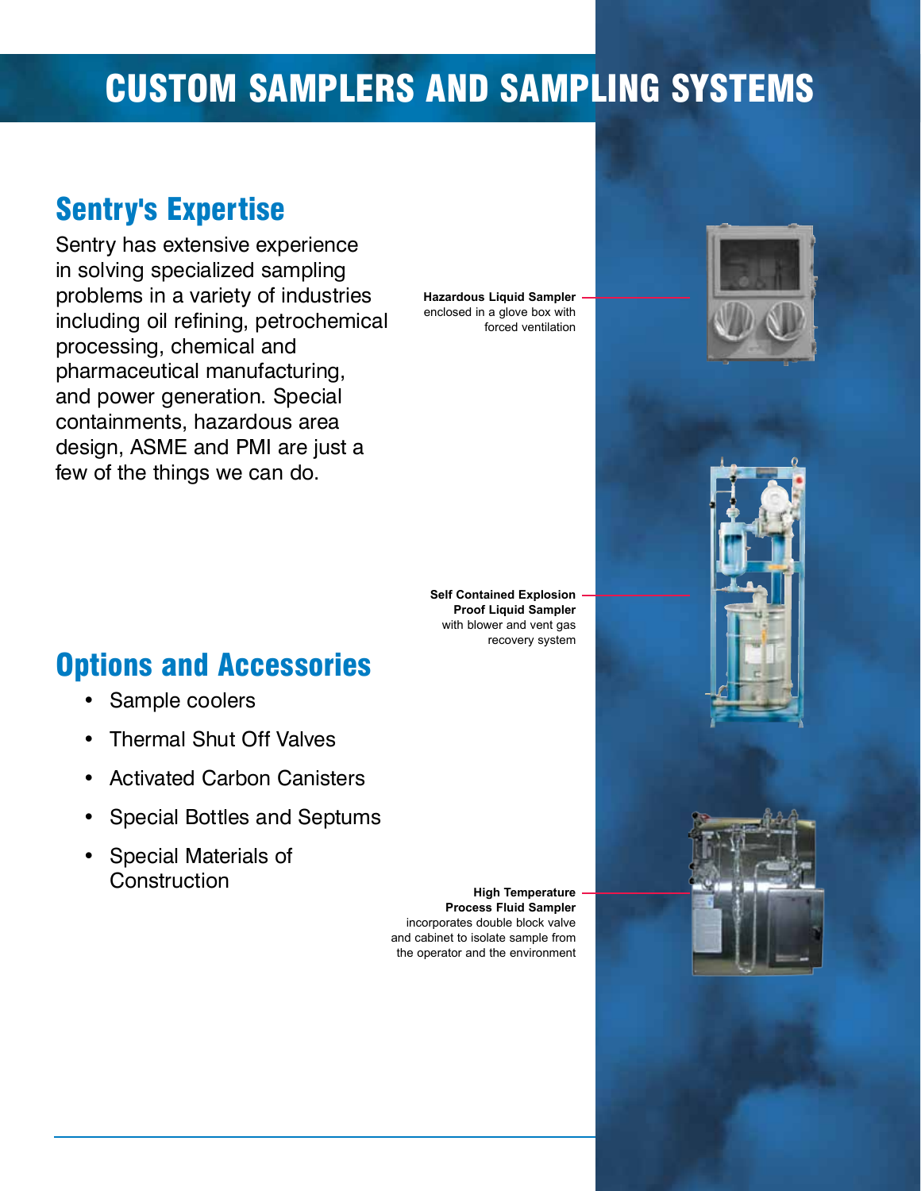# CUSTOM SAMPLERS AND SAMPLING SYSTEMS

## Sentry's Expertise

Sentry has extensive experience in solving specialized sampling problems in a variety of industries including oil refining, petrochemical processing, chemical and pharmaceutical manufacturing, and power generation. Special containments, hazardous area design, ASME and PMI are just a few of the things we can do.

**Hazardous Liquid Sampler** enclosed in a glove box with forced ventilation

**Self Contained Explosion Proof Liquid Sampler** with blower and vent gas recovery system

## Options and Accessories

- Sample coolers
- Thermal Shut Off Valves
- Activated Carbon Canisters
- Special Bottles and Septums
- Special Materials of Construction

**High Temperature Process Fluid Sampler** incorporates double block valve and cabinet to isolate sample from the operator and the environment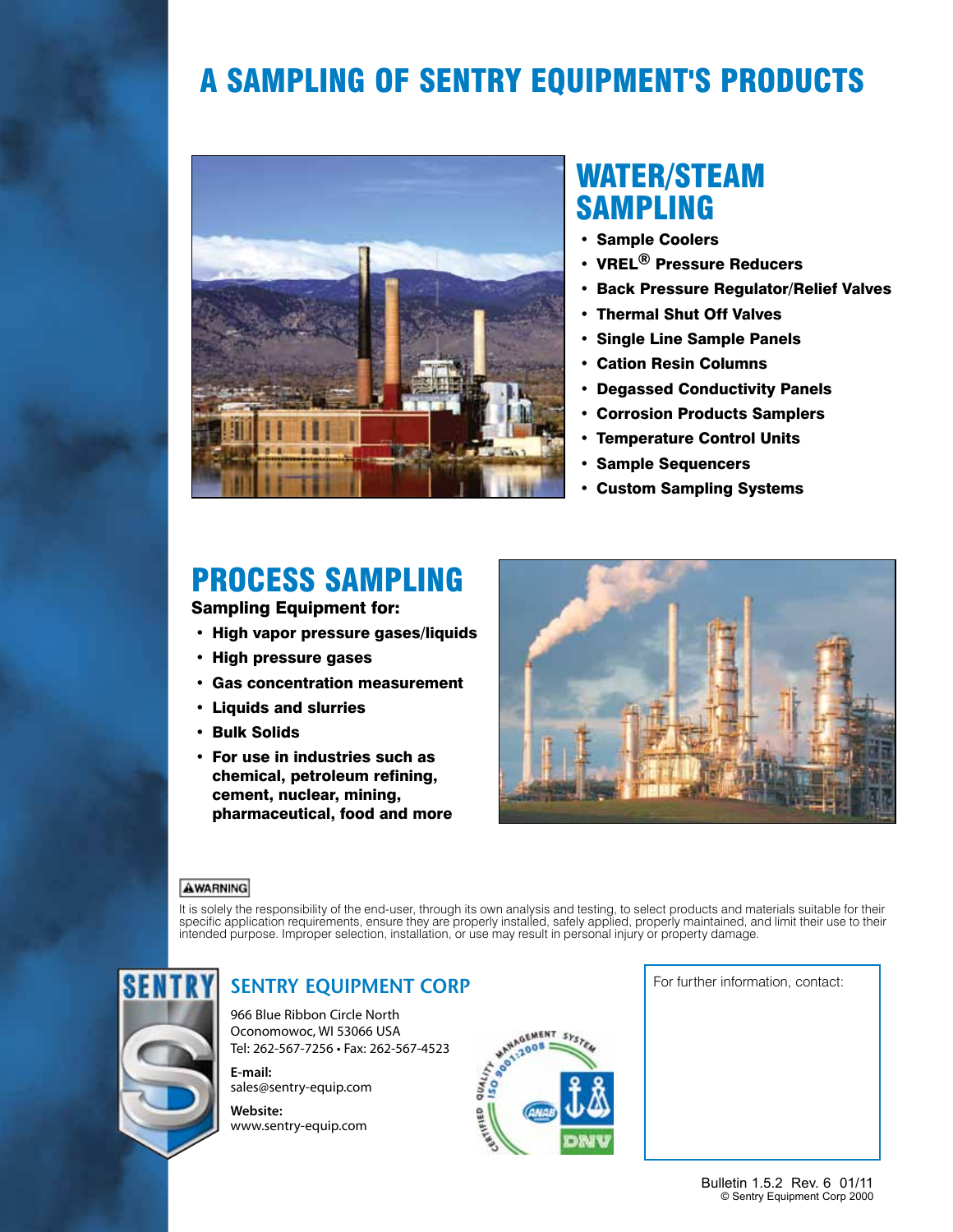# A SAMPLING OF SENTRY EQUIPMENT'S PRODUCTS

## WATER/STEAM SAMPLING

- **Sample Coolers**
- **VREL® Pressure Reducers**
- **Back Pressure Regulator/Relief Valves**
- **Thermal Shut Off Valves**
- **Single Line Sample Panels**
- **Cation Resin Columns**
- **Degassed Conductivity Panels**
- **Corrosion Products Samplers**
- **Temperature Control Units**
- **Sample Sequencers**
- **Custom Sampling Systems**

## PROCESS SAMPLING

**Sampling Equipment for:**

- **High vapor pressure gases/liquids**
- **High pressure gases**
- **Gas concentration measurement**
- **Liquids and slurries**
- **Bulk Solids**
- **For use in industries such as chemical, petroleum refining, cement, nuclear, mining, pharmaceutical, food and more**

**⚠WARNING**

It is solely the responsibility of the end-user, through its own analysis and testing, to select products and materials suitable for their specific application requirements, ensure they are properly installed, safely applied, properly maintained, and limit their use to their intended purpose. Improper selection, installation, or use may result in personal injury or property damage.

SENTRY

## SENTRY EQUIPMENT CORP

966 Blue Ribbon Circle North
Oconomowoc, WI 53066 USA
Tel: 262-567-7256 • Fax: 262-567-4523

**E-mail:**
sales@sentry-equip.com

**Website:**
www.sentry-equip.com

CERTIFIED QUALITY MANAGEMENT SYSTEM ISO 9001:2008 ANAB DNV

For further information, contact:

Bulletin 1.5.2 Rev. 6 01/11
© Sentry Equipment Corp 2000